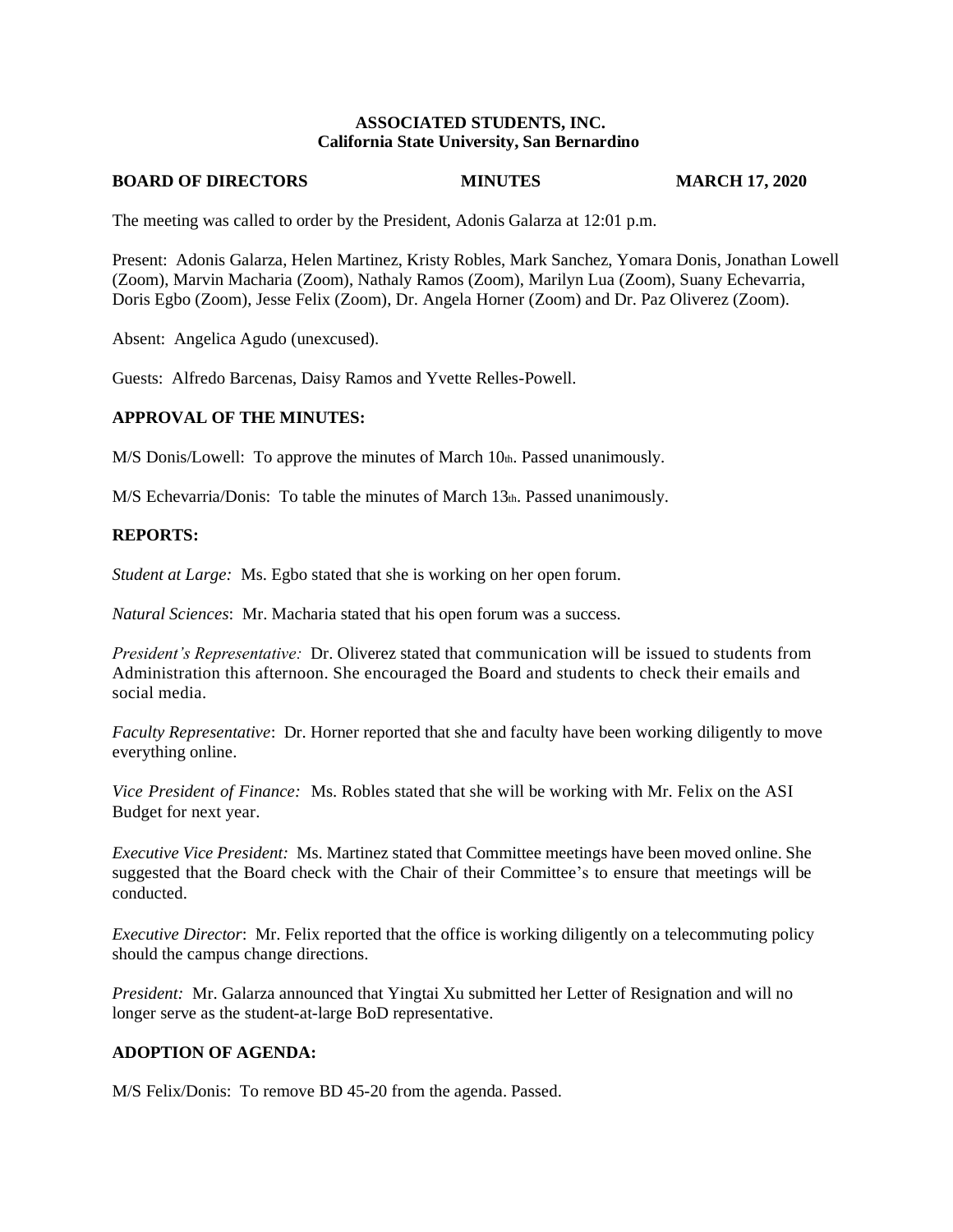**ASSOCIATED STUDENTS, INC.**
**California State University, San Bernardino**

**BOARD OF DIRECTORS MINUTES MARCH 17, 2020**

The meeting was called to order by the President, Adonis Galarza at 12:01 p.m.

Present: Adonis Galarza, Helen Martinez, Kristy Robles, Mark Sanchez, Yomara Donis, Jonathan Lowell (Zoom), Marvin Macharia (Zoom), Nathaly Ramos (Zoom), Marilyn Lua (Zoom), Suany Echevarria, Doris Egbo (Zoom), Jesse Felix (Zoom), Dr. Angela Horner (Zoom) and Dr. Paz Oliverez (Zoom).

Absent: Angelica Agudo (unexcused).

Guests: Alfredo Barcenas, Daisy Ramos and Yvette Relles-Powell.

## APPROVAL OF THE MINUTES:

M/S Donis/Lowell: To approve the minutes of March 10th. Passed unanimously.

M/S Echevarria/Donis: To table the minutes of March 13th. Passed unanimously.

## REPORTS:

*Student at Large:* Ms. Egbo stated that she is working on her open forum.

*Natural Sciences*: Mr. Macharia stated that his open forum was a success.

*President's Representative:* Dr. Oliverez stated that communication will be issued to students from Administration this afternoon. She encouraged the Board and students to check their emails and social media.

*Faculty Representative*: Dr. Horner reported that she and faculty have been working diligently to move everything online.

*Vice President of Finance:* Ms. Robles stated that she will be working with Mr. Felix on the ASI Budget for next year.

*Executive Vice President:* Ms. Martinez stated that Committee meetings have been moved online. She suggested that the Board check with the Chair of their Committee's to ensure that meetings will be conducted.

*Executive Director*: Mr. Felix reported that the office is working diligently on a telecommuting policy should the campus change directions.

*President:* Mr. Galarza announced that Yingtai Xu submitted her Letter of Resignation and will no longer serve as the student-at-large BoD representative.

## ADOPTION OF AGENDA:

M/S Felix/Donis: To remove BD 45-20 from the agenda. Passed.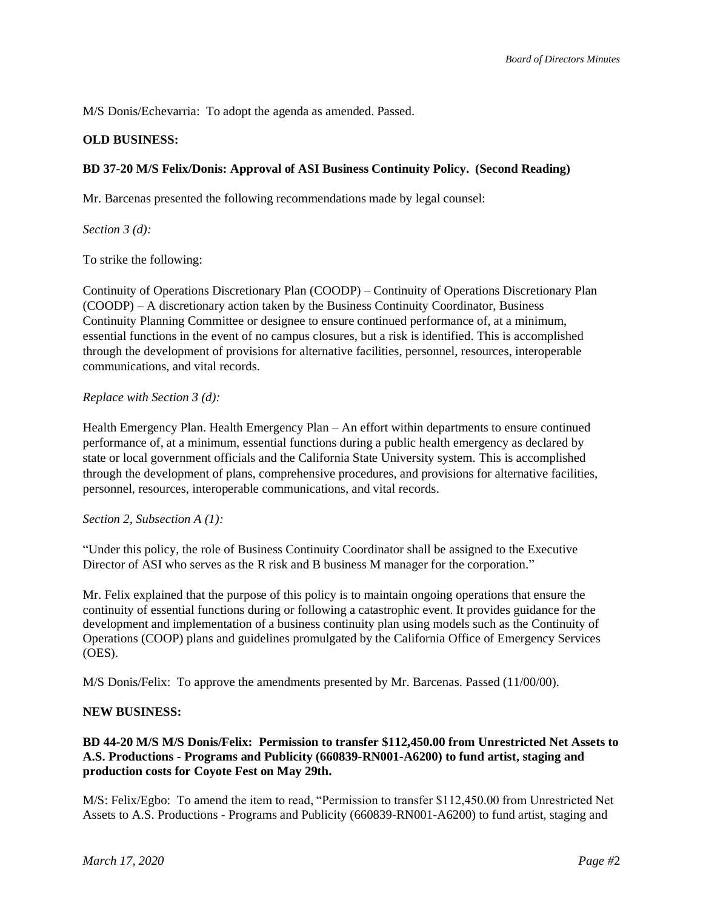M/S Donis/Echevarria: To adopt the agenda as amended. Passed.

**OLD BUSINESS:**

**BD 37-20 M/S Felix/Donis: Approval of ASI Business Continuity Policy. (Second Reading)**

Mr. Barcenas presented the following recommendations made by legal counsel:

*Section 3 (d):*

To strike the following:

Continuity of Operations Discretionary Plan (COODP) – Continuity of Operations Discretionary Plan (COODP) – A discretionary action taken by the Business Continuity Coordinator, Business Continuity Planning Committee or designee to ensure continued performance of, at a minimum, essential functions in the event of no campus closures, but a risk is identified. This is accomplished through the development of provisions for alternative facilities, personnel, resources, interoperable communications, and vital records.

*Replace with Section 3 (d):*

Health Emergency Plan. Health Emergency Plan – An effort within departments to ensure continued performance of, at a minimum, essential functions during a public health emergency as declared by state or local government officials and the California State University system. This is accomplished through the development of plans, comprehensive procedures, and provisions for alternative facilities, personnel, resources, interoperable communications, and vital records.

*Section 2, Subsection A (1):*

"Under this policy, the role of Business Continuity Coordinator shall be assigned to the Executive Director of ASI who serves as the R risk and B business M manager for the corporation."

Mr. Felix explained that the purpose of this policy is to maintain ongoing operations that ensure the continuity of essential functions during or following a catastrophic event. It provides guidance for the development and implementation of a business continuity plan using models such as the Continuity of Operations (COOP) plans and guidelines promulgated by the California Office of Emergency Services (OES).

M/S Donis/Felix: To approve the amendments presented by Mr. Barcenas. Passed (11/00/00).

**NEW BUSINESS:**

**BD 44-20 M/S M/S Donis/Felix: Permission to transfer $112,450.00 from Unrestricted Net Assets to A.S. Productions - Programs and Publicity (660839-RN001-A6200) to fund artist, staging and production costs for Coyote Fest on May 29th.**

M/S: Felix/Egbo: To amend the item to read, "Permission to transfer $112,450.00 from Unrestricted Net Assets to A.S. Productions - Programs and Publicity (660839-RN001-A6200) to fund artist, staging and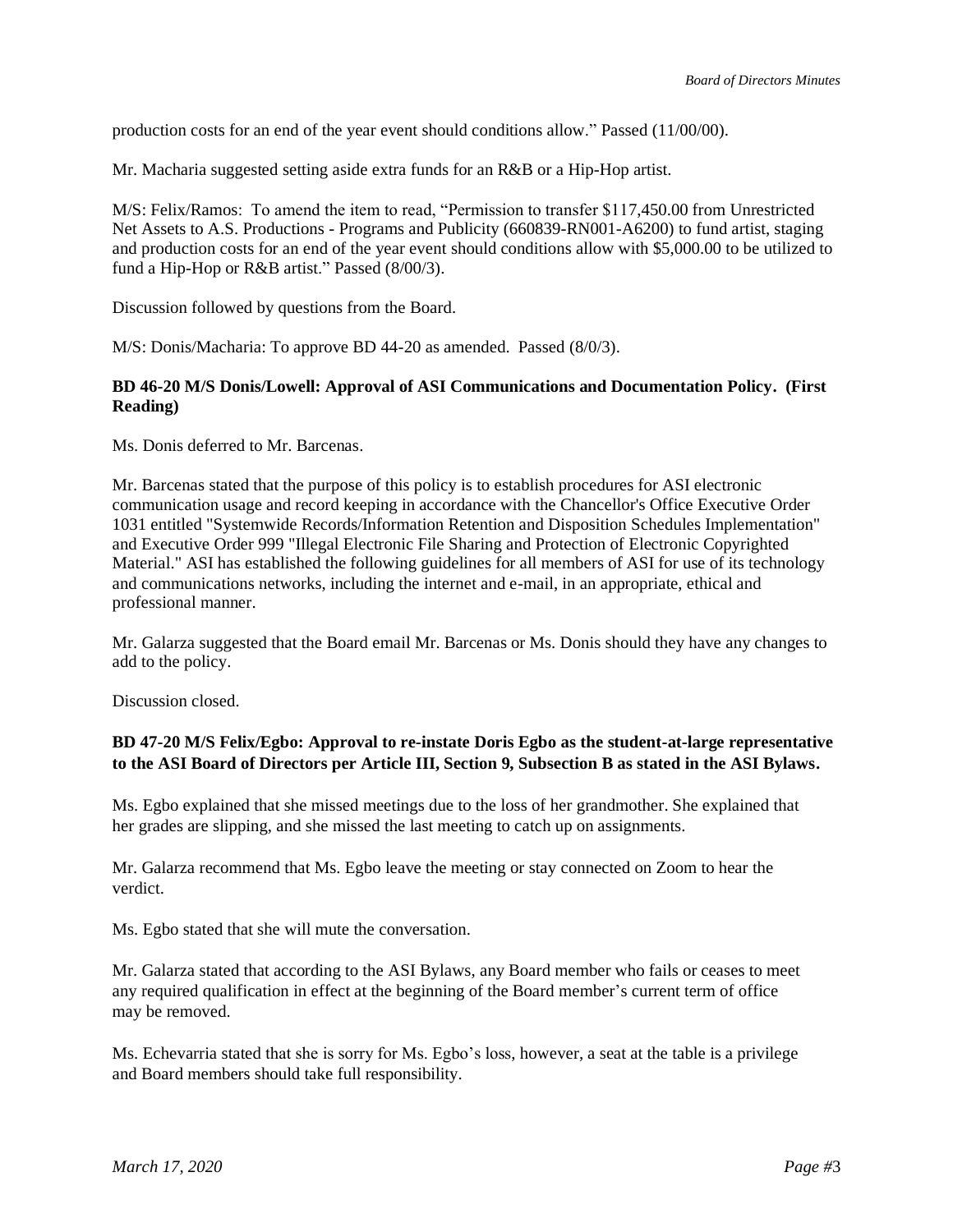production costs for an end of the year event should conditions allow." Passed (11/00/00).

Mr. Macharia suggested setting aside extra funds for an R&B or a Hip-Hop artist.

M/S: Felix/Ramos: To amend the item to read, "Permission to transfer $117,450.00 from Unrestricted Net Assets to A.S. Productions - Programs and Publicity (660839-RN001-A6200) to fund artist, staging and production costs for an end of the year event should conditions allow with $5,000.00 to be utilized to fund a Hip-Hop or R&B artist." Passed (8/00/3).

Discussion followed by questions from the Board.

M/S: Donis/Macharia: To approve BD 44-20 as amended. Passed (8/0/3).

**BD 46-20 M/S Donis/Lowell: Approval of ASI Communications and Documentation Policy. (First Reading)**

Ms. Donis deferred to Mr. Barcenas.

Mr. Barcenas stated that the purpose of this policy is to establish procedures for ASI electronic communication usage and record keeping in accordance with the Chancellor's Office Executive Order 1031 entitled "Systemwide Records/Information Retention and Disposition Schedules Implementation" and Executive Order 999 "Illegal Electronic File Sharing and Protection of Electronic Copyrighted Material." ASI has established the following guidelines for all members of ASI for use of its technology and communications networks, including the internet and e-mail, in an appropriate, ethical and professional manner.

Mr. Galarza suggested that the Board email Mr. Barcenas or Ms. Donis should they have any changes to add to the policy.

Discussion closed.

**BD 47-20 M/S Felix/Egbo: Approval to re-instate Doris Egbo as the student-at-large representative to the ASI Board of Directors per Article III, Section 9, Subsection B as stated in the ASI Bylaws.**

Ms. Egbo explained that she missed meetings due to the loss of her grandmother. She explained that her grades are slipping, and she missed the last meeting to catch up on assignments.

Mr. Galarza recommend that Ms. Egbo leave the meeting or stay connected on Zoom to hear the verdict.

Ms. Egbo stated that she will mute the conversation.

Mr. Galarza stated that according to the ASI Bylaws, any Board member who fails or ceases to meet any required qualification in effect at the beginning of the Board member's current term of office may be removed.

Ms. Echevarria stated that she is sorry for Ms. Egbo's loss, however, a seat at the table is a privilege and Board members should take full responsibility.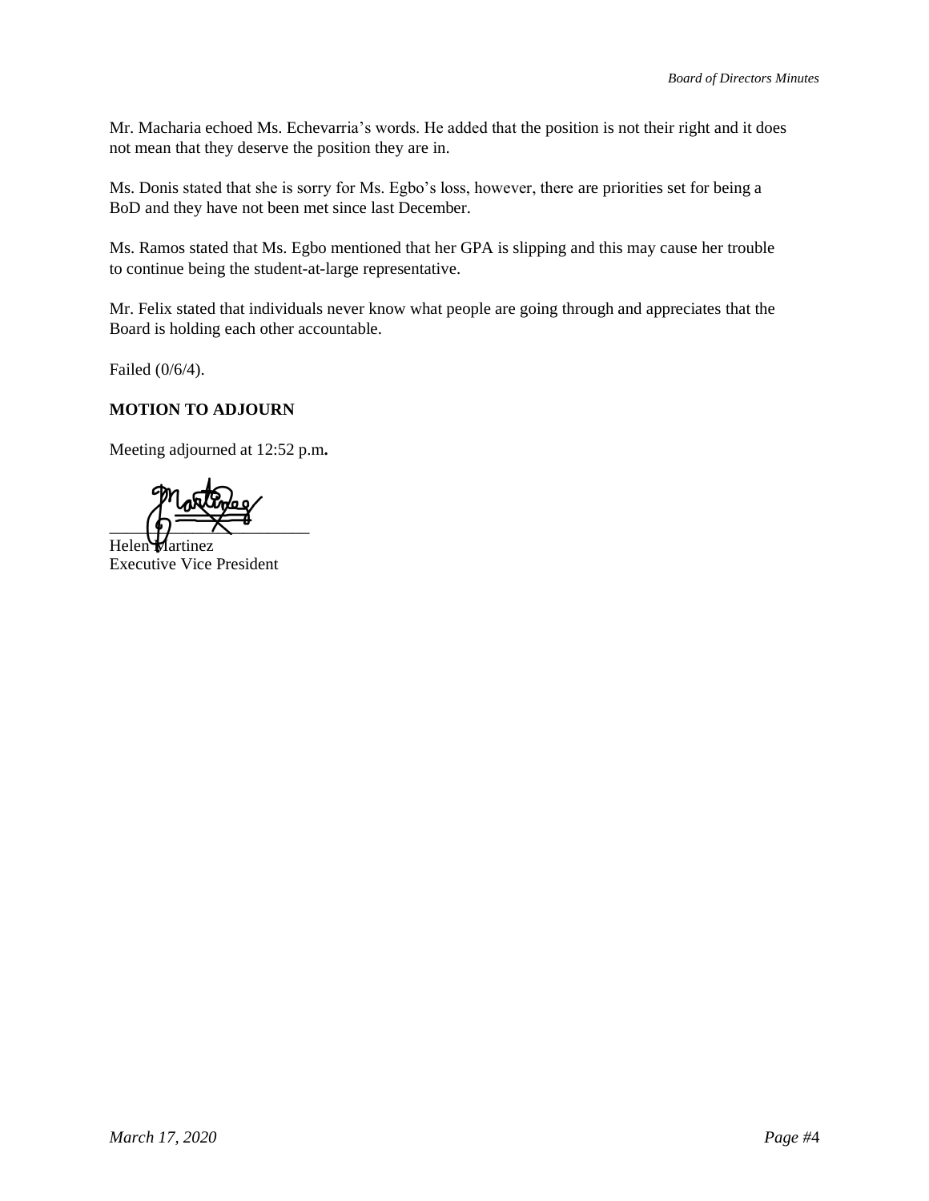Mr. Macharia echoed Ms. Echevarria's words. He added that the position is not their right and it does not mean that they deserve the position they are in.

Ms. Donis stated that she is sorry for Ms. Egbo's loss, however, there are priorities set for being a BoD and they have not been met since last December.

Ms. Ramos stated that Ms. Egbo mentioned that her GPA is slipping and this may cause her trouble to continue being the student-at-large representative.

Mr. Felix stated that individuals never know what people are going through and appreciates that the Board is holding each other accountable.

Failed (0/6/4).

**MOTION TO ADJOURN**

Meeting adjourned at 12:52 p.m**.**

______________________

Helen Martinez
Executive Vice President